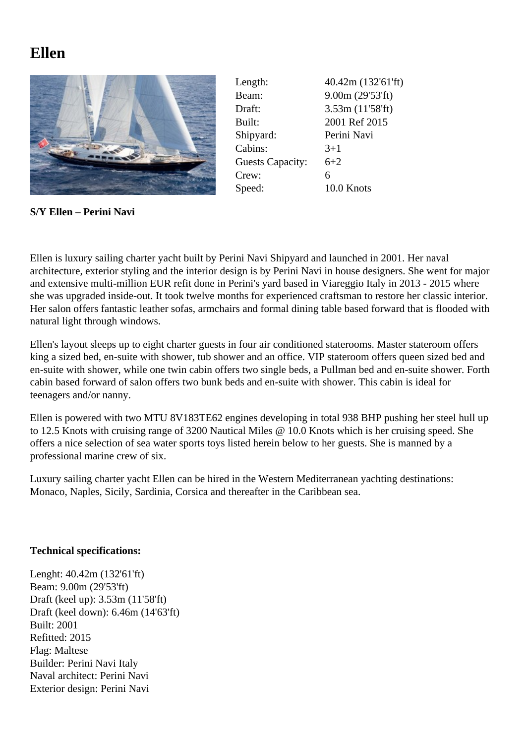# Ellen

| | |
|---|---|
| Length: | 40.42m (132'61'ft) |
| Beam: | 9.00m (29'53'ft) |
| Draft: | 3.53m (11'58'ft) |
| Built: | 2001 Ref 2015 |
| Shipyard: | Perini Navi |
| Cabins: | 3+1 |
| Guests Capacity: | 6+2 |
| Crew: | 6 |
| Speed: | 10.0 Knots |

**S/Y Ellen – Perini Navi**

Ellen is luxury sailing charter yacht built by Perini Navi Shipyard and launched in 2001. Her naval architecture, exterior styling and the interior design is by Perini Navi in house designers. She went for major and extensive multi-million EUR refit done in Perini's yard based in Viareggio Italy in 2013 - 2015 where she was upgraded inside-out. It took twelve months for experienced craftsman to restore her classic interior. Her salon offers fantastic leather sofas, armchairs and formal dining table based forward that is flooded with natural light through windows.

Ellen's layout sleeps up to eight charter guests in four air conditioned staterooms. Master stateroom offers king a sized bed, en-suite with shower, tub shower and an office. VIP stateroom offers queen sized bed and en-suite with shower, while one twin cabin offers two single beds, a Pullman bed and en-suite shower. Forth cabin based forward of salon offers two bunk beds and en-suite with shower. This cabin is ideal for teenagers and/or nanny.

Ellen is powered with two MTU 8V183TE62 engines developing in total 938 BHP pushing her steel hull up to 12.5 Knots with cruising range of 3200 Nautical Miles @ 10.0 Knots which is her cruising speed. She offers a nice selection of sea water sports toys listed herein below to her guests. She is manned by a professional marine crew of six.

Luxury sailing charter yacht Ellen can be hired in the Western Mediterranean yachting destinations: Monaco, Naples, Sicily, Sardinia, Corsica and thereafter in the Caribbean sea.

**Technical specifications:**

Lenght: 40.42m (132'61'ft)
Beam: 9.00m (29'53'ft)
Draft (keel up): 3.53m (11'58'ft)
Draft (keel down): 6.46m (14'63'ft)
Built: 2001
Refitted: 2015
Flag: Maltese
Builder: Perini Navi Italy
Naval architect: Perini Navi
Exterior design: Perini Navi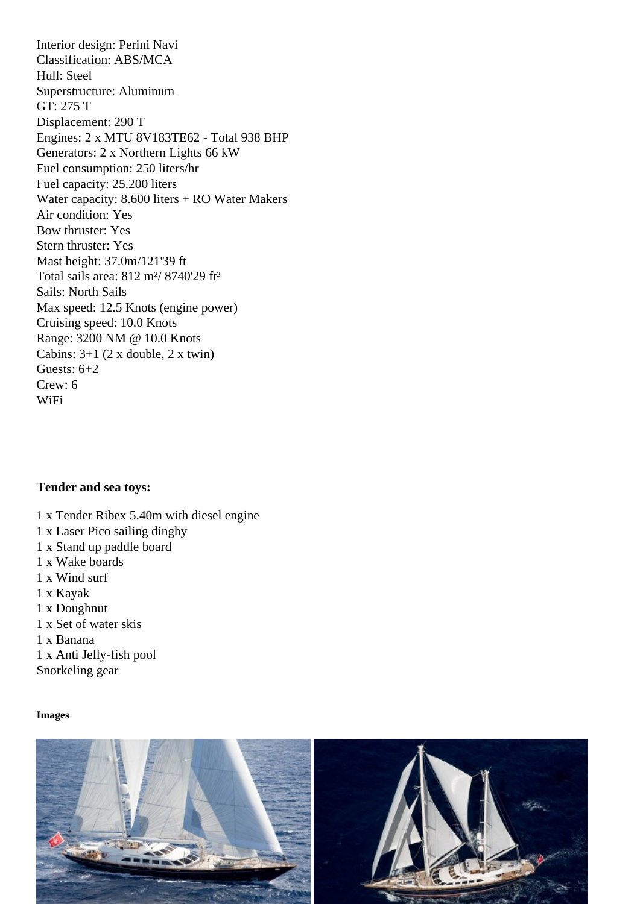Interior design: Perini Navi
Classification: ABS/MCA
Hull: Steel
Superstructure: Aluminum
GT: 275 T
Displacement: 290 T
Engines: 2 x MTU 8V183TE62 - Total 938 BHP
Generators: 2 x Northern Lights 66 kW
Fuel consumption: 250 liters/hr
Fuel capacity: 25.200 liters
Water capacity: 8.600 liters + RO Water Makers
Air condition: Yes
Bow thruster: Yes
Stern thruster: Yes
Mast height: 37.0m/121'39 ft
Total sails area: 812 m²/ 8740'29 ft²
Sails: North Sails
Max speed: 12.5 Knots (engine power)
Cruising speed: 10.0 Knots
Range: 3200 NM @ 10.0 Knots
Cabins: 3+1 (2 x double, 2 x twin)
Guests: 6+2
Crew: 6
WiFi

**Tender and sea toys:**

1 x Tender Ribex 5.40m with diesel engine
1 x Laser Pico sailing dinghy
1 x Stand up paddle board
1 x Wake boards
1 x Wind surf
1 x Kayak
1 x Doughnut
1 x Set of water skis
1 x Banana
1 x Anti Jelly-fish pool
Snorkeling gear

**Images**